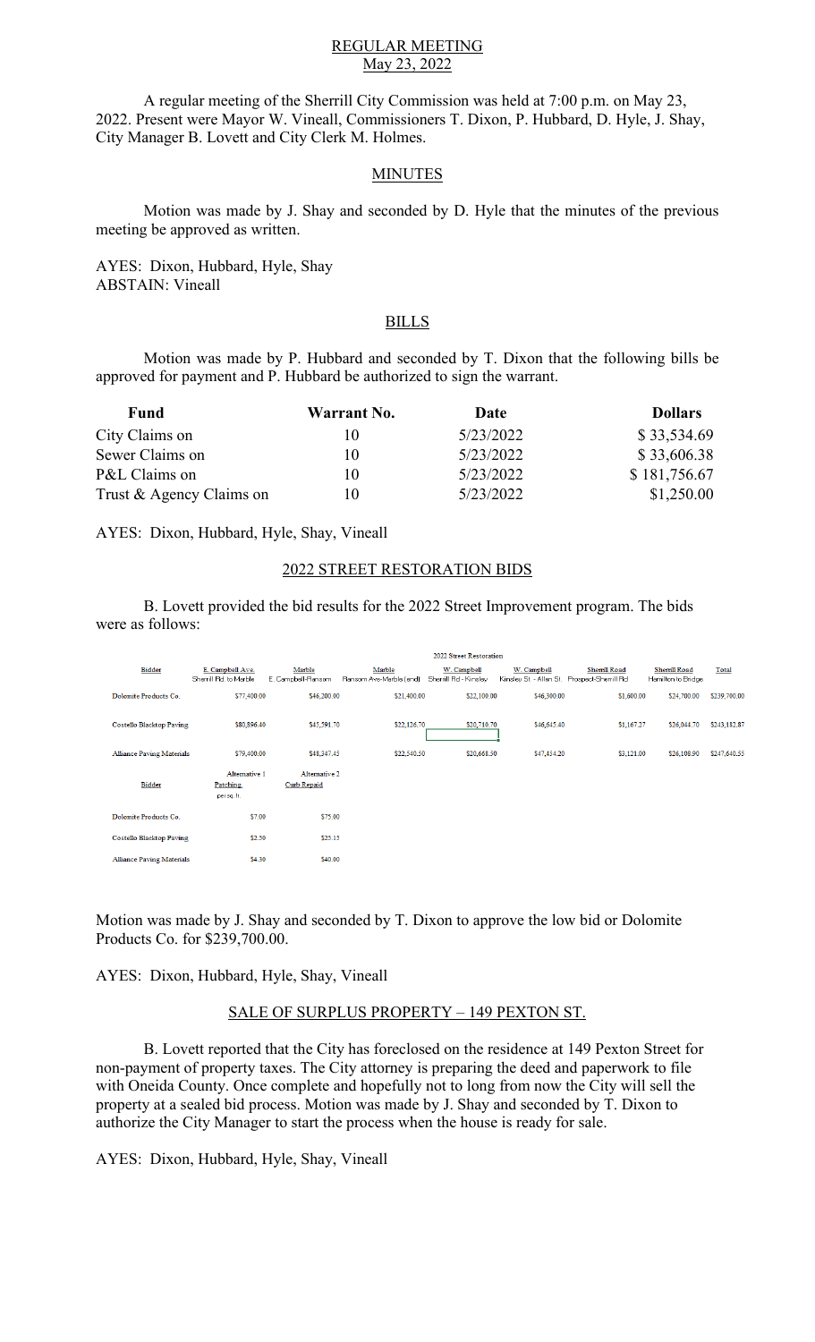# REGULAR MEETING
## May 23, 2022

A regular meeting of the Sherrill City Commission was held at 7:00 p.m. on May 23, 2022. Present were Mayor W. Vineall, Commissioners T. Dixon, P. Hubbard, D. Hyle, J. Shay, City Manager B. Lovett and City Clerk M. Holmes.

## MINUTES

Motion was made by J. Shay and seconded by D. Hyle that the minutes of the previous meeting be approved as written.

AYES: Dixon, Hubbard, Hyle, Shay
ABSTAIN: Vineall

## BILLS

Motion was made by P. Hubbard and seconded by T. Dixon that the following bills be approved for payment and P. Hubbard be authorized to sign the warrant.

| Fund | Warrant No. | Date | Dollars |
|---|---|---|---|
| City Claims on | 10 | 5/23/2022 | $ 33,534.69 |
| Sewer Claims on | 10 | 5/23/2022 | $ 33,606.38 |
| P&L Claims on | 10 | 5/23/2022 | $ 181,756.67 |
| Trust & Agency Claims on | 10 | 5/23/2022 | $1,250.00 |

AYES: Dixon, Hubbard, Hyle, Shay, Vineall

## 2022 STREET RESTORATION BIDS

B. Lovett provided the bid results for the 2022 Street Improvement program. The bids were as follows:

**2022 Street Restoration**

| Bidder | E. Campbell Ave. Sherrill Rd. to Marble | Marble E. Campbell-Ransom | Marble Ransom Ave-Marble (end) | W. Campbell Sherrill Rd - Kinsley | W. Campbell Kinsley St. - Allen St. | Sherrill Road Prospect-Sherrill Rd | Sherrill Road Hamilton to Bridge | Total |
|---|---|---|---|---|---|---|---|---|
| Dolomite Products Co. | $77,400.00 | $46,200.00 | $21,400.00 | $22,100.00 | $46,300.00 | $1,600.00 | $24,700.00 | $239,700.00 |
| Costello Blacktop Paving | $80,896.40 | $45,591.70 | $22,126.70 | $20,710.70 | $46,645.40 | $1,167.27 | $26,044.70 | $243,182.87 |
| Alliance Paving Materials | $79,400.00 | $48,247.45 | $22,540.50 | $20,668.50 | $47,454.20 | $3,121.00 | $26,108.90 | $247,640.55 |

| Bidder | Alternative 1 Patching per sq. ft. | Alternative 2 Curb Repaid |
|---|---|---|
| Dolomite Products Co. | $7.00 | $75.00 |
| Costello Blacktop Paving | $2.50 | $25.15 |
| Alliance Paving Materials | $4.30 | $40.00 |

Motion was made by J. Shay and seconded by T. Dixon to approve the low bid or Dolomite Products Co. for $239,700.00.

AYES: Dixon, Hubbard, Hyle, Shay, Vineall

## SALE OF SURPLUS PROPERTY – 149 PEXTON ST.

B. Lovett reported that the City has foreclosed on the residence at 149 Pexton Street for non-payment of property taxes. The City attorney is preparing the deed and paperwork to file with Oneida County. Once complete and hopefully not to long from now the City will sell the property at a sealed bid process. Motion was made by J. Shay and seconded by T. Dixon to authorize the City Manager to start the process when the house is ready for sale.

AYES: Dixon, Hubbard, Hyle, Shay, Vineall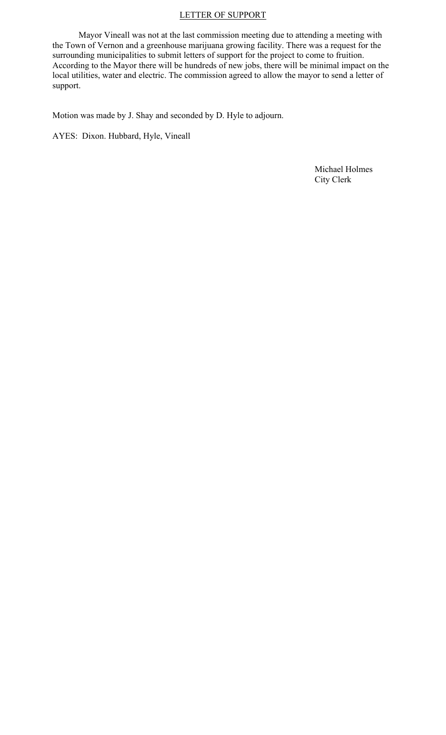## LETTER OF SUPPORT

Mayor Vineall was not at the last commission meeting due to attending a meeting with the Town of Vernon and a greenhouse marijuana growing facility. There was a request for the surrounding municipalities to submit letters of support for the project to come to fruition. According to the Mayor there will be hundreds of new jobs, there will be minimal impact on the local utilities, water and electric. The commission agreed to allow the mayor to send a letter of support.

Motion was made by J. Shay and seconded by D. Hyle to adjourn.

AYES: Dixon. Hubbard, Hyle, Vineall

Michael Holmes
City Clerk